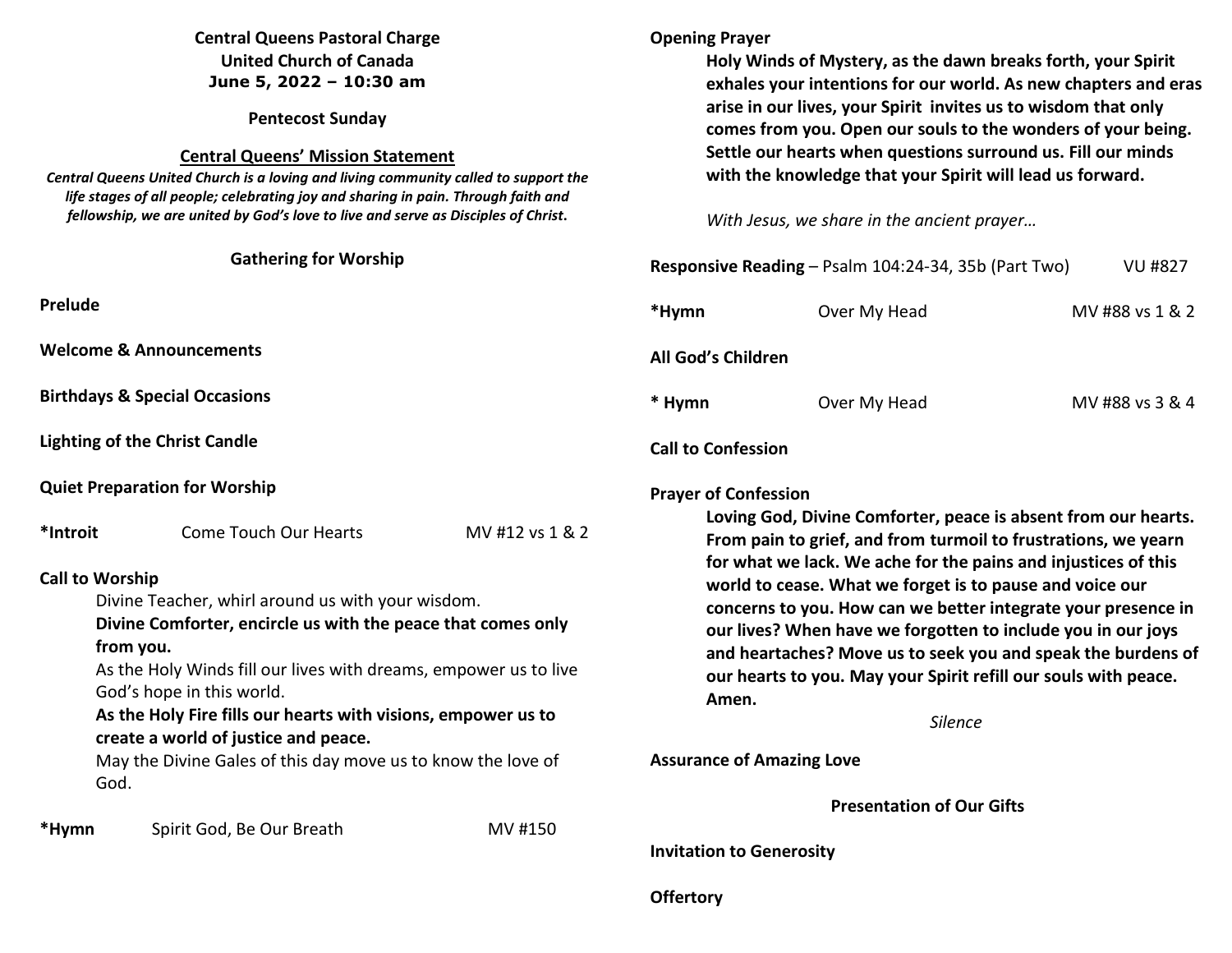**Central Queens Pastoral Charge**
**United Church of Canada**
**June 5, 2022 – 10:30 am**

**Pentecost Sunday**

**Central Queens' Mission Statement**

***Central Queens United Church is a loving and living community called to support the life stages of all people; celebrating joy and sharing in pain. Through faith and fellowship, we are united by God's love to live and serve as Disciples of Christ.***

## Gathering for Worship

**Prelude**

**Welcome & Announcements**

**Birthdays & Special Occasions**

**Lighting of the Christ Candle**

**Quiet Preparation for Worship**

**\*Introit** Come Touch Our Hearts MV #12 vs 1 & 2

**Call to Worship**

Divine Teacher, whirl around us with your wisdom.
**Divine Comforter, encircle us with the peace that comes only from you.**
As the Holy Winds fill our lives with dreams, empower us to live God's hope in this world.
**As the Holy Fire fills our hearts with visions, empower us to create a world of justice and peace.**
May the Divine Gales of this day move us to know the love of God.

**\*Hymn** Spirit God, Be Our Breath MV #150

**Opening Prayer**

**Holy Winds of Mystery, as the dawn breaks forth, your Spirit exhales your intentions for our world. As new chapters and eras arise in our lives, your Spirit invites us to wisdom that only comes from you. Open our souls to the wonders of your being. Settle our hearts when questions surround us. Fill our minds with the knowledge that your Spirit will lead us forward.**

*With Jesus, we share in the ancient prayer…*

**Responsive Reading** – Psalm 104:24-34, 35b (Part Two) VU #827

**\*Hymn** Over My Head MV #88 vs 1 & 2

**All God's Children**

**\* Hymn** Over My Head MV #88 vs 3 & 4

**Call to Confession**

**Prayer of Confession**

**Loving God, Divine Comforter, peace is absent from our hearts. From pain to grief, and from turmoil to frustrations, we yearn for what we lack. We ache for the pains and injustices of this world to cease. What we forget is to pause and voice our concerns to you. How can we better integrate your presence in our lives? When have we forgotten to include you in our joys and heartaches? Move us to seek you and speak the burdens of our hearts to you. May your Spirit refill our souls with peace. Amen.**

*Silence*

**Assurance of Amazing Love**

## Presentation of Our Gifts

**Invitation to Generosity**

**Offertory**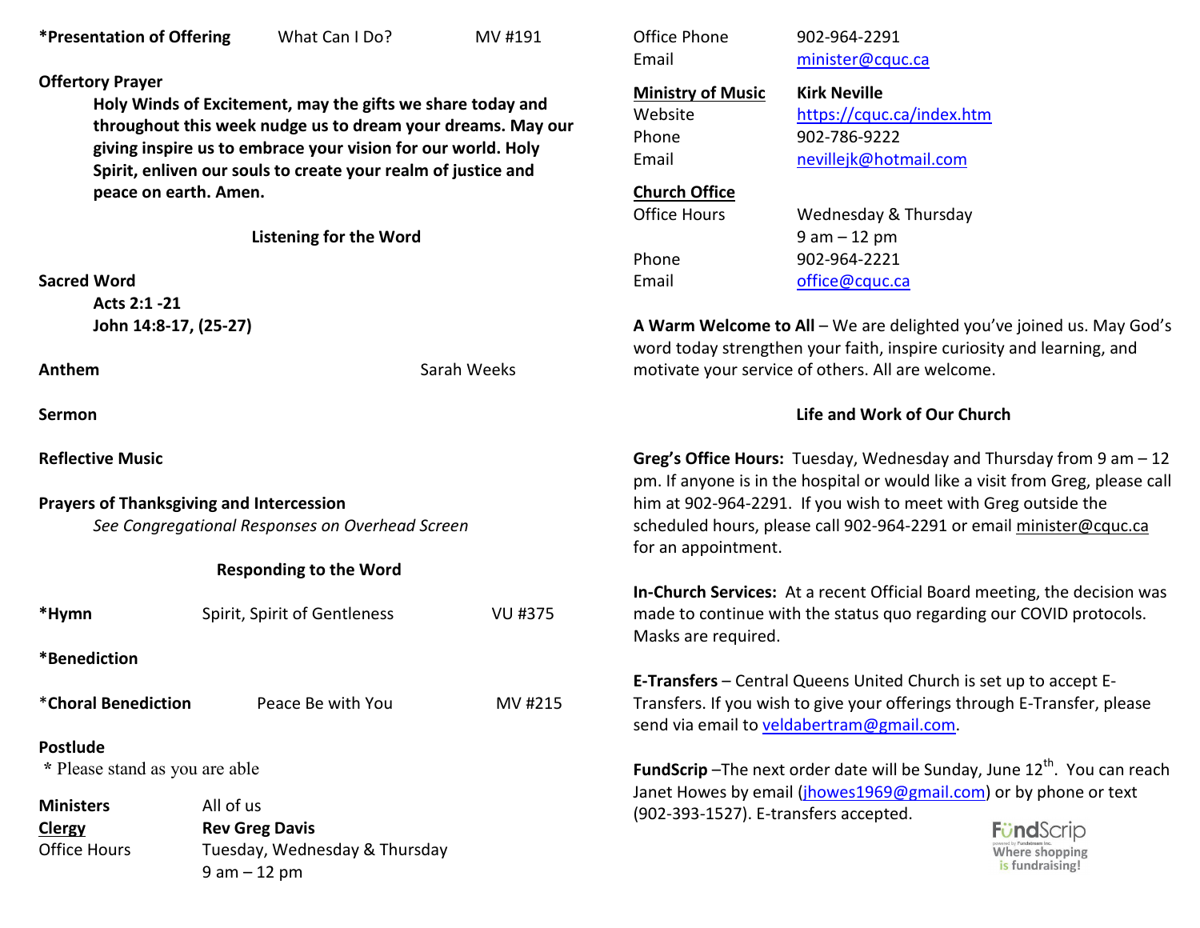**\*Presentation of Offering** What Can I Do? MV #191

**Offertory Prayer**

**Holy Winds of Excitement, may the gifts we share today and throughout this week nudge us to dream your dreams. May our giving inspire us to embrace your vision for our world. Holy Spirit, enliven our souls to create your realm of justice and peace on earth. Amen.**

## Listening for the Word

**Sacred Word**

**Acts 2:1 -21**
**John 14:8-17, (25-27)**

**Anthem** Sarah Weeks

**Sermon**

**Reflective Music**

**Prayers of Thanksgiving and Intercession**

*See Congregational Responses on Overhead Screen*

## Responding to the Word

**\*Hymn** Spirit, Spirit of Gentleness VU #375

**\*Benediction**

\***Choral Benediction** Peace Be with You MV #215

**Postlude**

\* Please stand as you are able

| | |
|---|---|
| **Ministers** | All of us |
| **Clergy** | **Rev Greg Davis** |
| Office Hours | Tuesday, Wednesday & Thursday 9 am – 12 pm |
| Office Phone | 902-964-2291 |
| Email | minister@cquc.ca |
| **Ministry of Music** | **Kirk Neville** |
| Website | https://cquc.ca/index.htm |
| Phone | 902-786-9222 |
| Email | nevillejk@hotmail.com |
| **Church Office** | |
| Office Hours | Wednesday & Thursday 9 am – 12 pm |
| Phone | 902-964-2221 |
| Email | office@cquc.ca |

**A Warm Welcome to All** – We are delighted you've joined us. May God's word today strengthen your faith, inspire curiosity and learning, and motivate your service of others. All are welcome.

## Life and Work of Our Church

**Greg's Office Hours:** Tuesday, Wednesday and Thursday from 9 am – 12 pm. If anyone is in the hospital or would like a visit from Greg, please call him at 902-964-2291. If you wish to meet with Greg outside the scheduled hours, please call 902-964-2291 or email minister@cquc.ca for an appointment.

**In-Church Services:** At a recent Official Board meeting, the decision was made to continue with the status quo regarding our COVID protocols. Masks are required.

**E-Transfers** – Central Queens United Church is set up to accept E-Transfers. If you wish to give your offerings through E-Transfer, please send via email to veldabertram@gmail.com.

**FundScrip** –The next order date will be Sunday, June 12th. You can reach Janet Howes by email (jhowes1969@gmail.com) or by phone or text (902-393-1527). E-transfers accepted.

FundScrip powered by Fundscrip Inc. Where shopping is fundraising!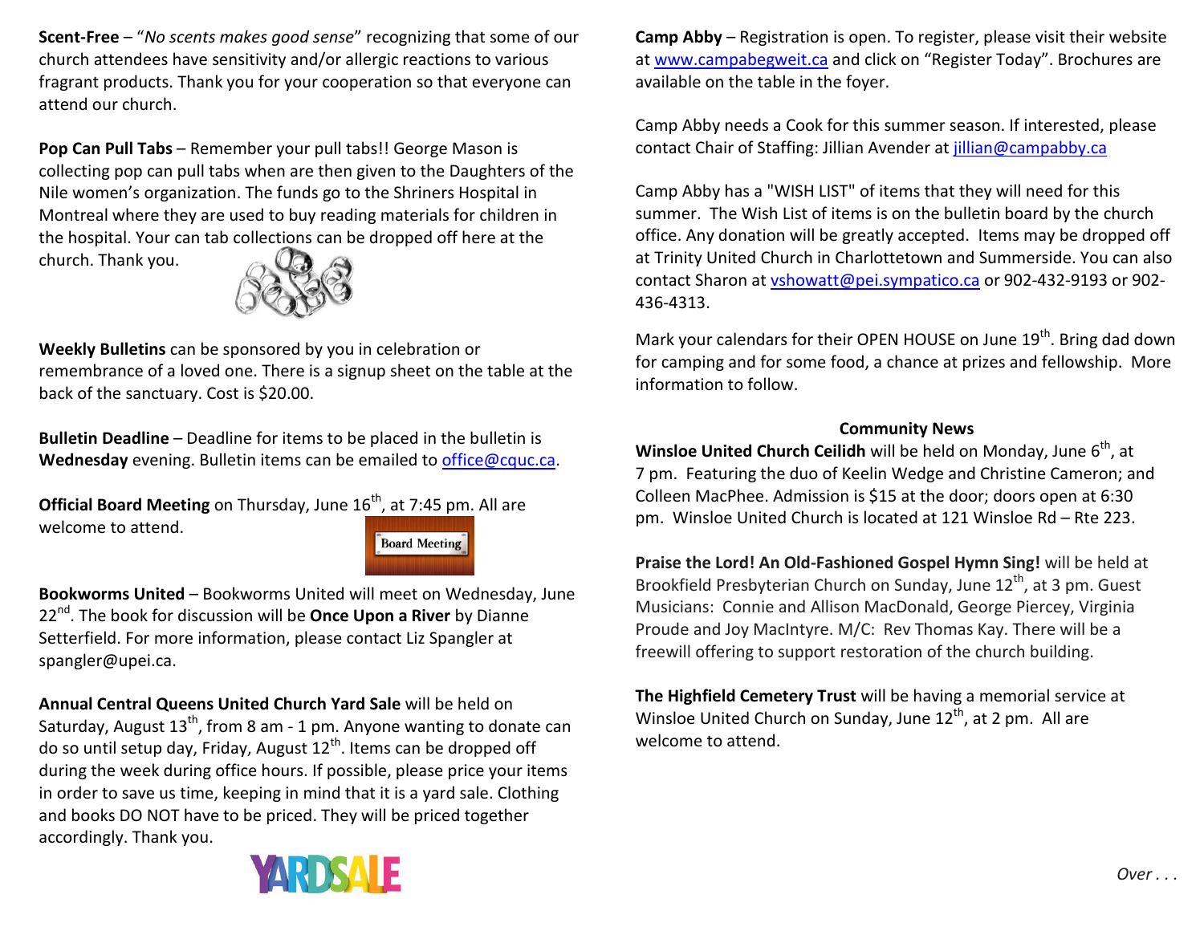**Scent-Free** – "*No scents makes good sense*" recognizing that some of our church attendees have sensitivity and/or allergic reactions to various fragrant products. Thank you for your cooperation so that everyone can attend our church.

**Pop Can Pull Tabs** – Remember your pull tabs!! George Mason is collecting pop can pull tabs when are then given to the Daughters of the Nile women's organization. The funds go to the Shriners Hospital in Montreal where they are used to buy reading materials for children in the hospital. Your can tab collections can be dropped off here at the church. Thank you.

**Weekly Bulletins** can be sponsored by you in celebration or remembrance of a loved one. There is a signup sheet on the table at the back of the sanctuary. Cost is $20.00.

**Bulletin Deadline** – Deadline for items to be placed in the bulletin is **Wednesday** evening. Bulletin items can be emailed to office@cquc.ca.

**Official Board Meeting** on Thursday, June 16th, at 7:45 pm. All are welcome to attend.

**Bookworms United** – Bookworms United will meet on Wednesday, June 22nd. The book for discussion will be **Once Upon a River** by Dianne Setterfield. For more information, please contact Liz Spangler at spangler@upei.ca.

**Annual Central Queens United Church Yard Sale** will be held on Saturday, August 13th, from 8 am - 1 pm. Anyone wanting to donate can do so until setup day, Friday, August 12th. Items can be dropped off during the week during office hours. If possible, please price your items in order to save us time, keeping in mind that it is a yard sale. Clothing and books DO NOT have to be priced. They will be priced together accordingly. Thank you.

**Camp Abby** – Registration is open. To register, please visit their website at www.campabegweit.ca and click on "Register Today". Brochures are available on the table in the foyer.

Camp Abby needs a Cook for this summer season. If interested, please contact Chair of Staffing: Jillian Avender at jillian@campabby.ca

Camp Abby has a "WISH LIST" of items that they will need for this summer. The Wish List of items is on the bulletin board by the church office. Any donation will be greatly accepted. Items may be dropped off at Trinity United Church in Charlottetown and Summerside. You can also contact Sharon at vshowatt@pei.sympatico.ca or 902-432-9193 or 902-436-4313.

Mark your calendars for their OPEN HOUSE on June 19th. Bring dad down for camping and for some food, a chance at prizes and fellowship. More information to follow.

## Community News

**Winsloe United Church Ceilidh** will be held on Monday, June 6th, at 7 pm. Featuring the duo of Keelin Wedge and Christine Cameron; and Colleen MacPhee. Admission is $15 at the door; doors open at 6:30 pm. Winsloe United Church is located at 121 Winsloe Rd – Rte 223.

**Praise the Lord! An Old-Fashioned Gospel Hymn Sing!** will be held at Brookfield Presbyterian Church on Sunday, June 12th, at 3 pm. Guest Musicians: Connie and Allison MacDonald, George Piercey, Virginia Proude and Joy MacIntyre. M/C: Rev Thomas Kay. There will be a freewill offering to support restoration of the church building.

**The Highfield Cemetery Trust** will be having a memorial service at Winsloe United Church on Sunday, June 12th, at 2 pm. All are welcome to attend.

*Over . . .*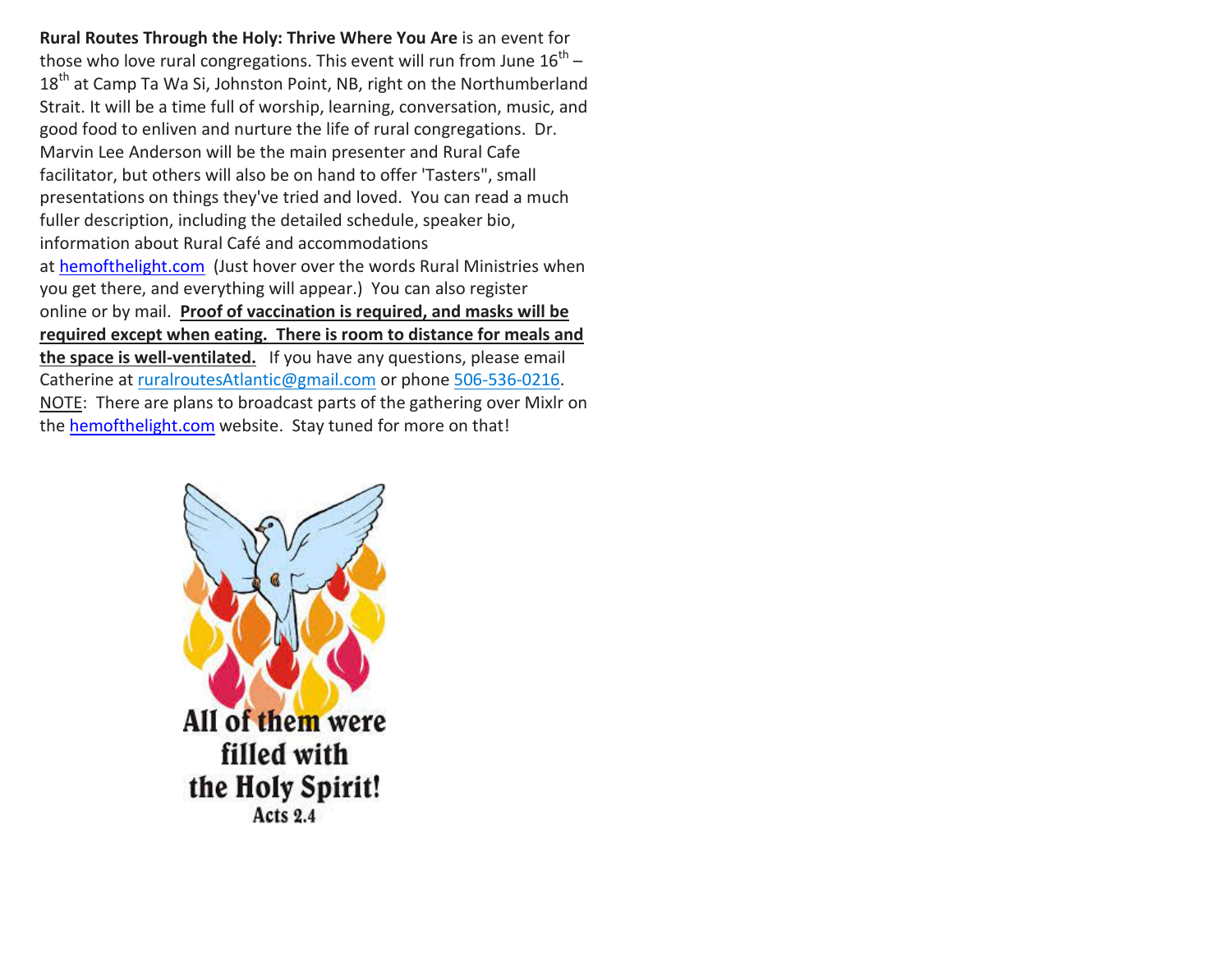**Rural Routes Through the Holy: Thrive Where You Are** is an event for those who love rural congregations. This event will run from June 16th – 18th at Camp Ta Wa Si, Johnston Point, NB, right on the Northumberland Strait. It will be a time full of worship, learning, conversation, music, and good food to enliven and nurture the life of rural congregations. Dr. Marvin Lee Anderson will be the main presenter and Rural Cafe facilitator, but others will also be on hand to offer 'Tasters", small presentations on things they've tried and loved. You can read a much fuller description, including the detailed schedule, speaker bio, information about Rural Café and accommodations at [hemofthelight.com](hemofthelight.com) (Just hover over the words Rural Ministries when you get there, and everything will appear.) You can also register online or by mail. **Proof of vaccination is required, and masks will be required except when eating. There is room to distance for meals and the space is well-ventilated.** If you have any questions, please email Catherine at ruralroutesAtlantic@gmail.com or phone 506-536-0216. NOTE: There are plans to broadcast parts of the gathering over Mixlr on the [hemofthelight.com](hemofthelight.com) website. Stay tuned for more on that!

All of them were filled with the Holy Spirit!
Acts 2.4